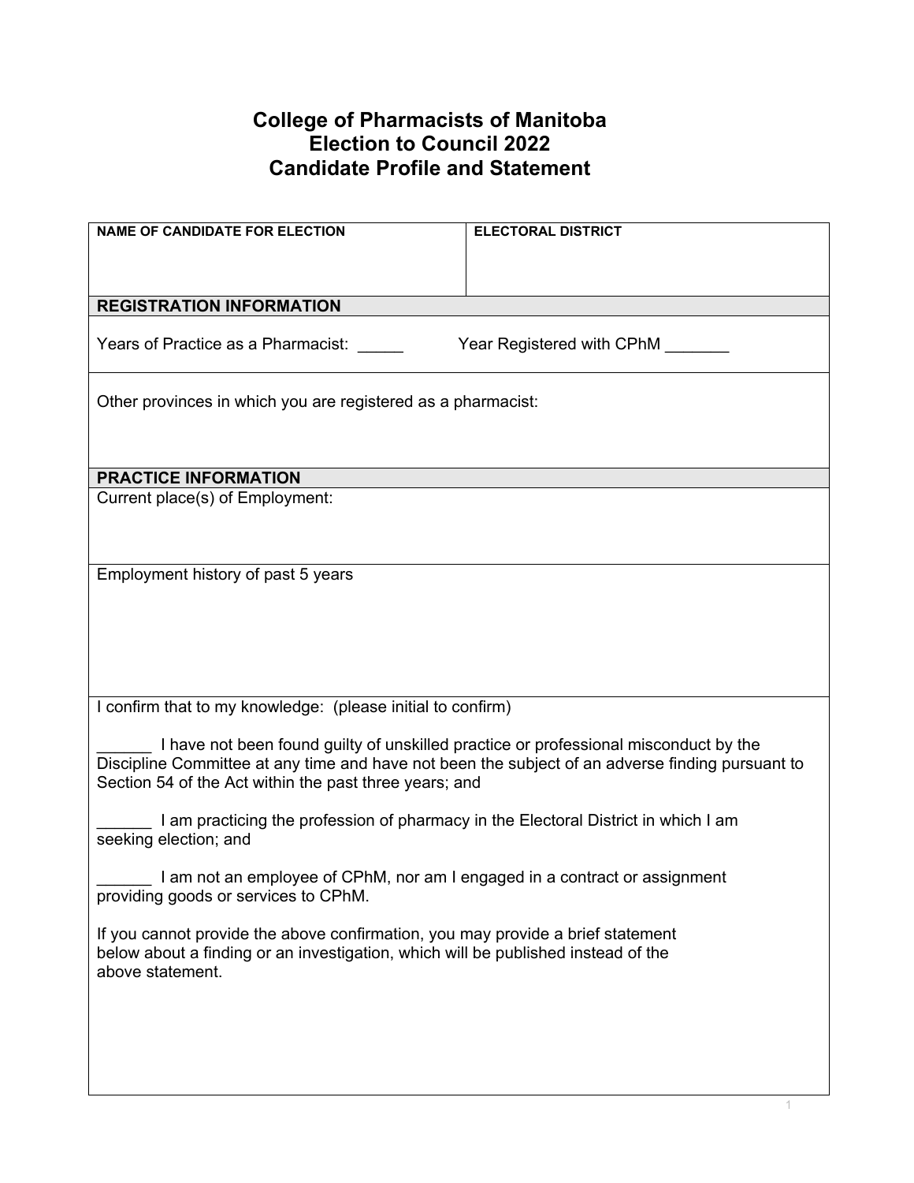# College of Pharmacists of Manitoba
# Election to Council 2022
# Candidate Profile and Statement

| NAME OF CANDIDATE FOR ELECTION | ELECTORAL DISTRICT |
|---|---|
| | |

**REGISTRATION INFORMATION**

Years of Practice as a Pharmacist: _____ Year Registered with CPhM _______

Other provinces in which you are registered as a pharmacist:

**PRACTICE INFORMATION**

Current place(s) of Employment:

Employment history of past 5 years

I confirm that to my knowledge: (please initial to confirm)

______ I have not been found guilty of unskilled practice or professional misconduct by the Discipline Committee at any time and have not been the subject of an adverse finding pursuant to Section 54 of the Act within the past three years; and

______ I am practicing the profession of pharmacy in the Electoral District in which I am seeking election; and

______ I am not an employee of CPhM, nor am I engaged in a contract or assignment providing goods or services to CPhM.

If you cannot provide the above confirmation, you may provide a brief statement below about a finding or an investigation, which will be published instead of the above statement.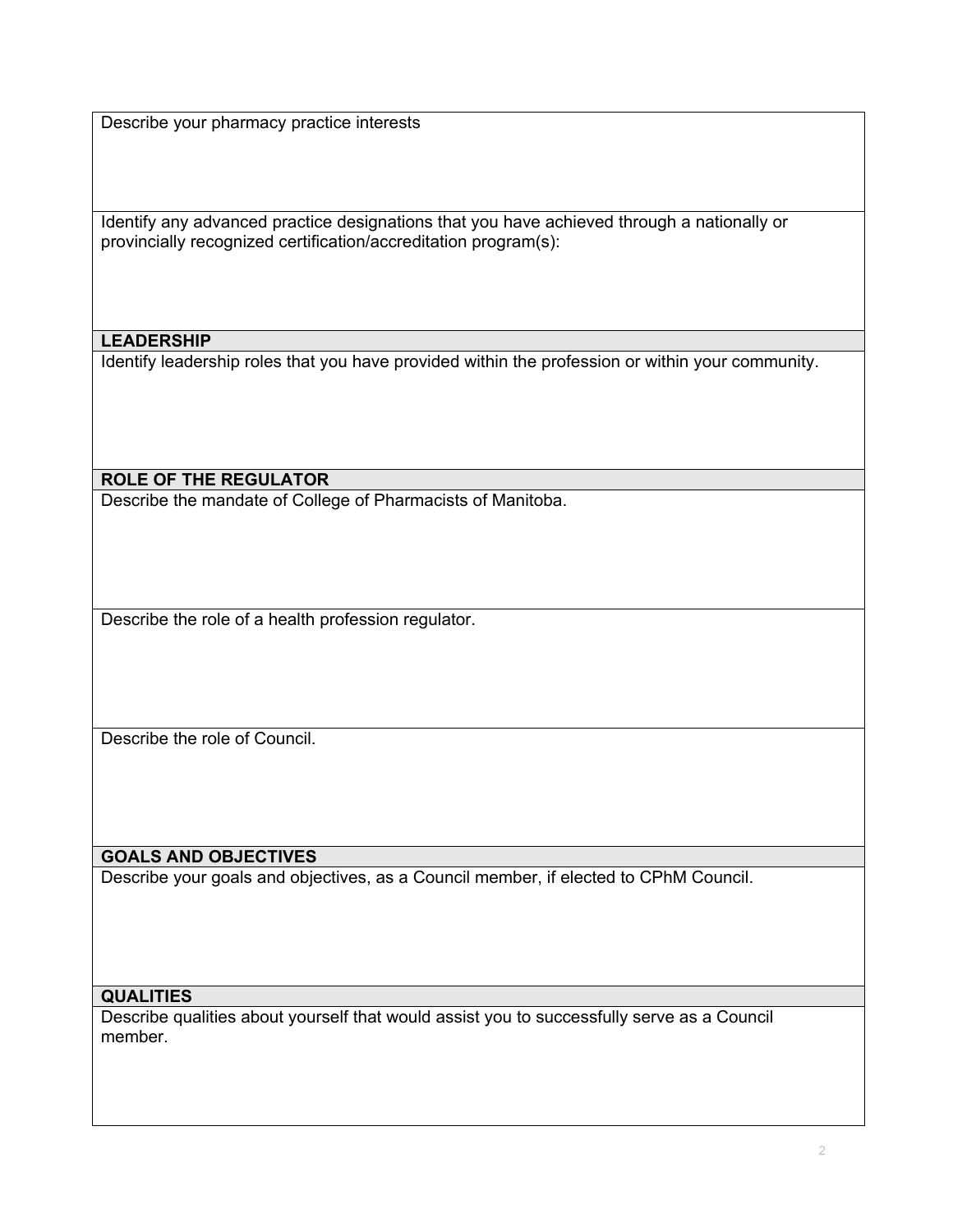Describe your pharmacy practice interests

Identify any advanced practice designations that you have achieved through a nationally or provincially recognized certification/accreditation program(s):

**LEADERSHIP**

Identify leadership roles that you have provided within the profession or within your community.

**ROLE OF THE REGULATOR**

Describe the mandate of College of Pharmacists of Manitoba.

Describe the role of a health profession regulator.

Describe the role of Council.

**GOALS AND OBJECTIVES**

Describe your goals and objectives, as a Council member, if elected to CPhM Council.

**QUALITIES**

Describe qualities about yourself that would assist you to successfully serve as a Council member.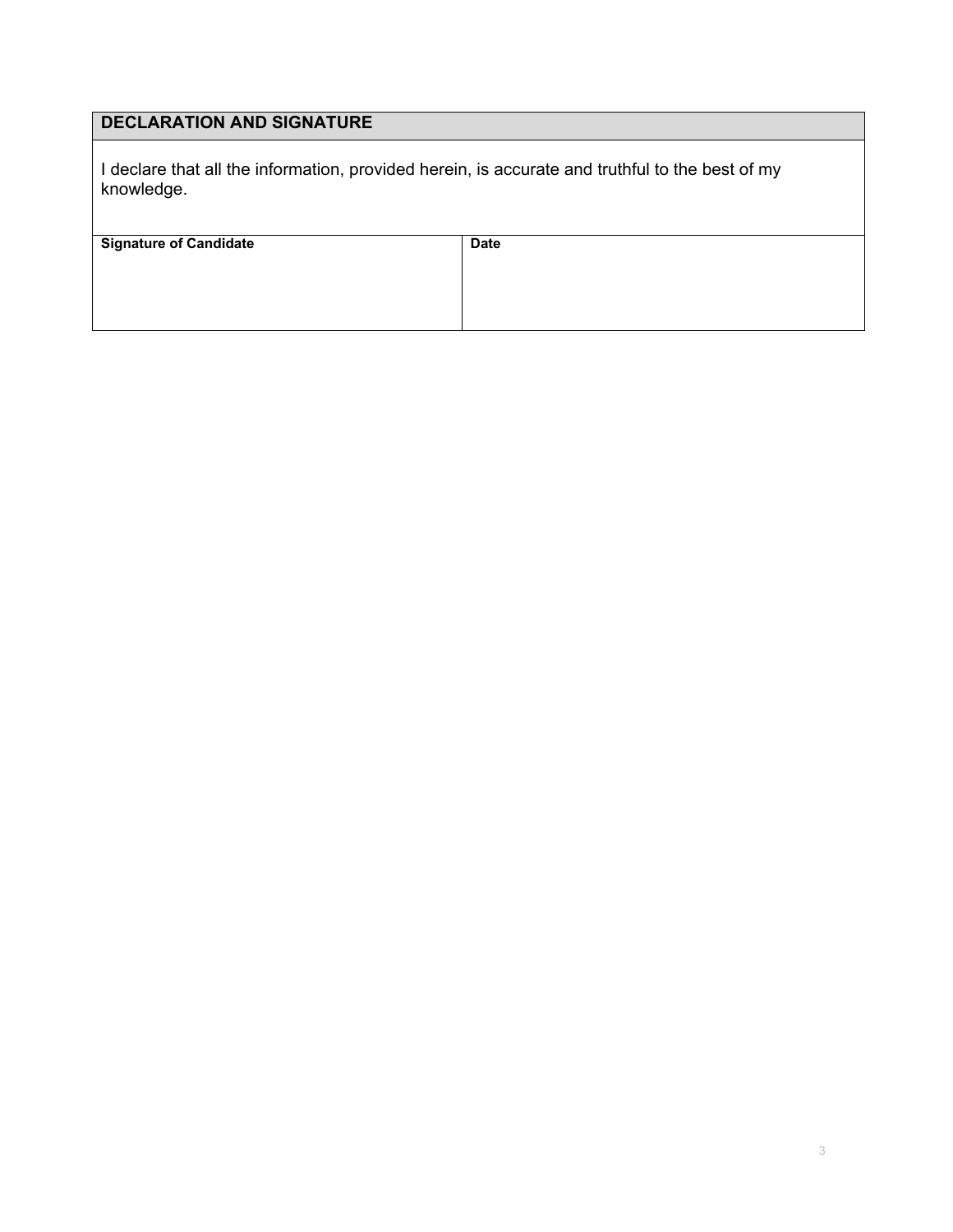## DECLARATION AND SIGNATURE

I declare that all the information, provided herein, is accurate and truthful to the best of my knowledge.

| Signature of Candidate | Date |
|---|---|
| | |